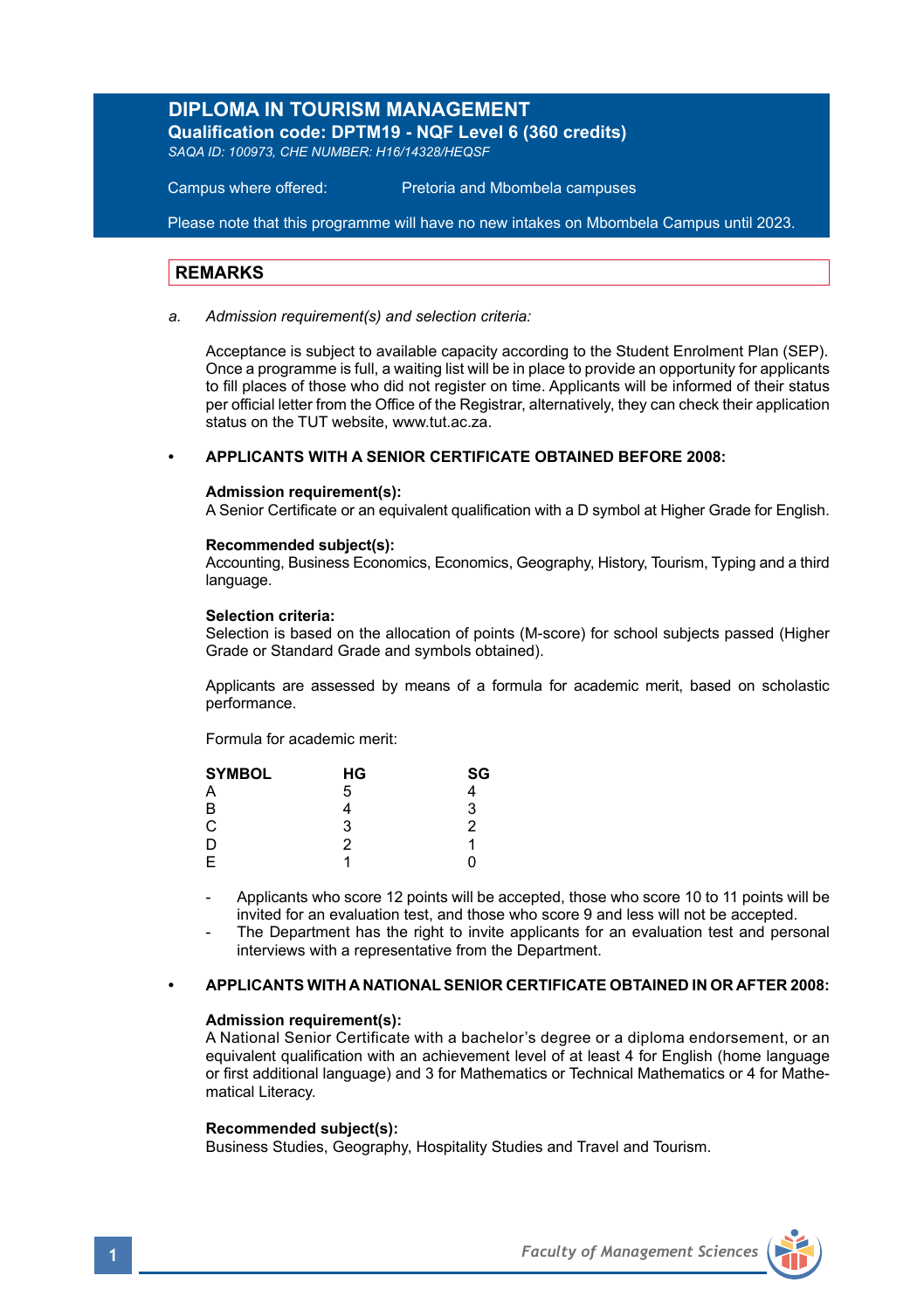# DIPLOMA IN TOURISM MANAGEMENT

**Qualification code: DPTM19 - NQF Level 6 (360 credits)**

*SAQA ID: 100973, CHE NUMBER: H16/14328/HEQSF*

Campus where offered: Pretoria and Mbombela campuses

Please note that this programme will have no new intakes on Mbombela Campus until 2023.

## REMARKS

a. *Admission requirement(s) and selection criteria:*

Acceptance is subject to available capacity according to the Student Enrolment Plan (SEP). Once a programme is full, a waiting list will be in place to provide an opportunity for applicants to fill places of those who did not register on time. Applicants will be informed of their status per official letter from the Office of the Registrar, alternatively, they can check their application status on the TUT website, www.tut.ac.za.

- **APPLICANTS WITH A SENIOR CERTIFICATE OBTAINED BEFORE 2008:**

**Admission requirement(s):**
A Senior Certificate or an equivalent qualification with a D symbol at Higher Grade for English.

**Recommended subject(s):**
Accounting, Business Economics, Economics, Geography, History, Tourism, Typing and a third language.

**Selection criteria:**
Selection is based on the allocation of points (M-score) for school subjects passed (Higher Grade or Standard Grade and symbols obtained).

Applicants are assessed by means of a formula for academic merit, based on scholastic performance.

Formula for academic merit:

| SYMBOL | HG | SG |
|---|---|---|
| A | 5 | 4 |
| B | 4 | 3 |
| C | 3 | 2 |
| D | 2 | 1 |
| E | 1 | 0 |

- Applicants who score 12 points will be accepted, those who score 10 to 11 points will be invited for an evaluation test, and those who score 9 and less will not be accepted.
- The Department has the right to invite applicants for an evaluation test and personal interviews with a representative from the Department.

- **APPLICANTS WITH A NATIONAL SENIOR CERTIFICATE OBTAINED IN OR AFTER 2008:**

**Admission requirement(s):**
A National Senior Certificate with a bachelor's degree or a diploma endorsement, or an equivalent qualification with an achievement level of at least 4 for English (home language or first additional language) and 3 for Mathematics or Technical Mathematics or 4 for Mathematical Literacy.

**Recommended subject(s):**
Business Studies, Geography, Hospitality Studies and Travel and Tourism.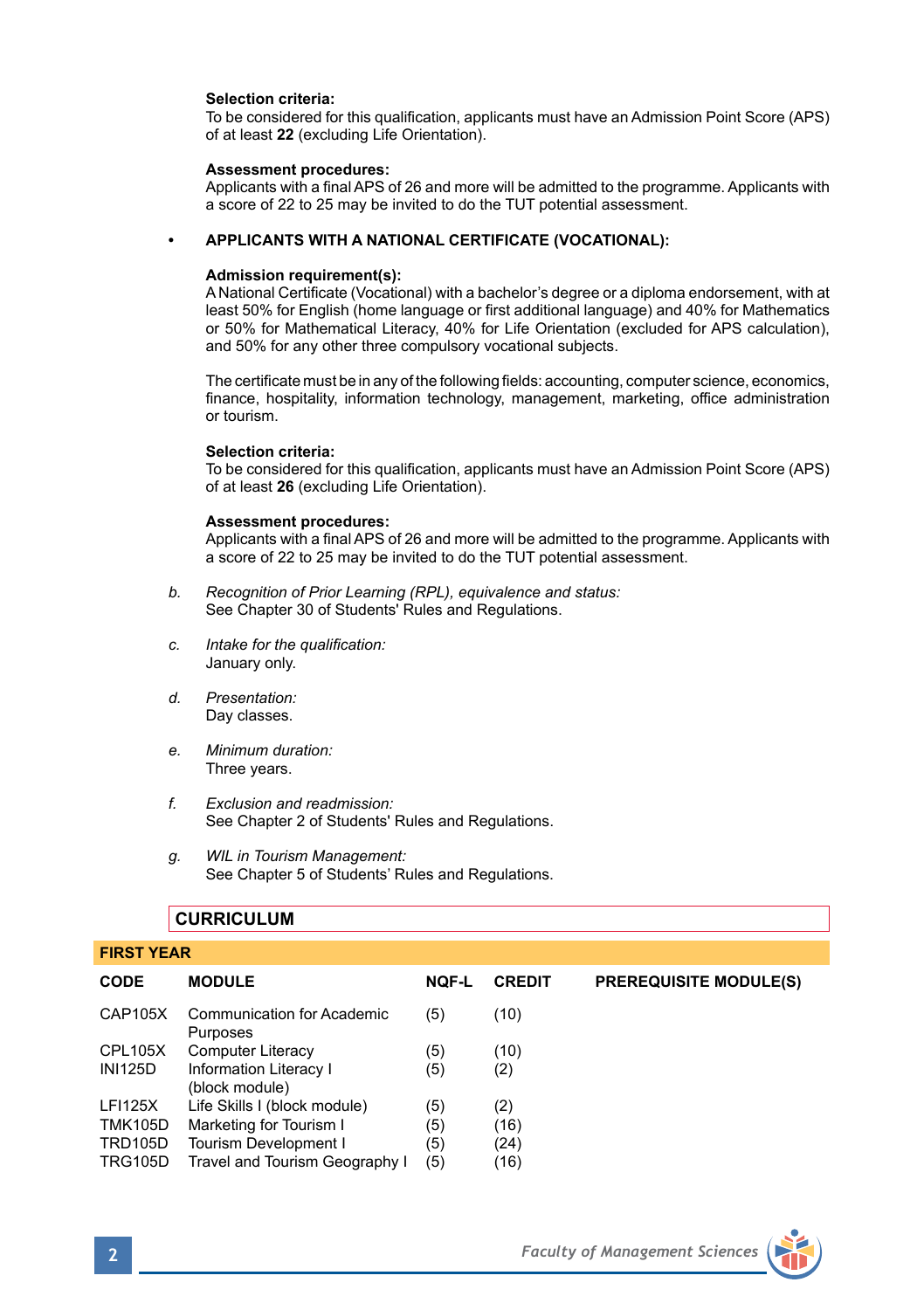**Selection criteria:**
To be considered for this qualification, applicants must have an Admission Point Score (APS) of at least **22** (excluding Life Orientation).

**Assessment procedures:**
Applicants with a final APS of 26 and more will be admitted to the programme. Applicants with a score of 22 to 25 may be invited to do the TUT potential assessment.

- **APPLICANTS WITH A NATIONAL CERTIFICATE (VOCATIONAL):**

**Admission requirement(s):**
A National Certificate (Vocational) with a bachelor's degree or a diploma endorsement, with at least 50% for English (home language or first additional language) and 40% for Mathematics or 50% for Mathematical Literacy, 40% for Life Orientation (excluded for APS calculation), and 50% for any other three compulsory vocational subjects.

The certificate must be in any of the following fields: accounting, computer science, economics, finance, hospitality, information technology, management, marketing, office administration or tourism.

**Selection criteria:**
To be considered for this qualification, applicants must have an Admission Point Score (APS) of at least **26** (excluding Life Orientation).

**Assessment procedures:**
Applicants with a final APS of 26 and more will be admitted to the programme. Applicants with a score of 22 to 25 may be invited to do the TUT potential assessment.

b. *Recognition of Prior Learning (RPL), equivalence and status:*
See Chapter 30 of Students' Rules and Regulations.

c. *Intake for the qualification:*
January only.

d. *Presentation:*
Day classes.

e. *Minimum duration:*
Three years.

f. *Exclusion and readmission:*
See Chapter 2 of Students' Rules and Regulations.

g. *WIL in Tourism Management:*
See Chapter 5 of Students' Rules and Regulations.

## CURRICULUM

### FIRST YEAR

| CODE | MODULE | NQF-L | CREDIT | PREREQUISITE MODULE(S) |
|---|---|---|---|---|
| CAP105X | Communication for Academic Purposes | (5) | (10) | |
| CPL105X | Computer Literacy | (5) | (10) | |
| INI125D | Information Literacy I (block module) | (5) | (2) | |
| LFI125X | Life Skills I (block module) | (5) | (2) | |
| TMK105D | Marketing for Tourism I | (5) | (16) | |
| TRD105D | Tourism Development I | (5) | (24) | |
| TRG105D | Travel and Tourism Geography I | (5) | (16) | |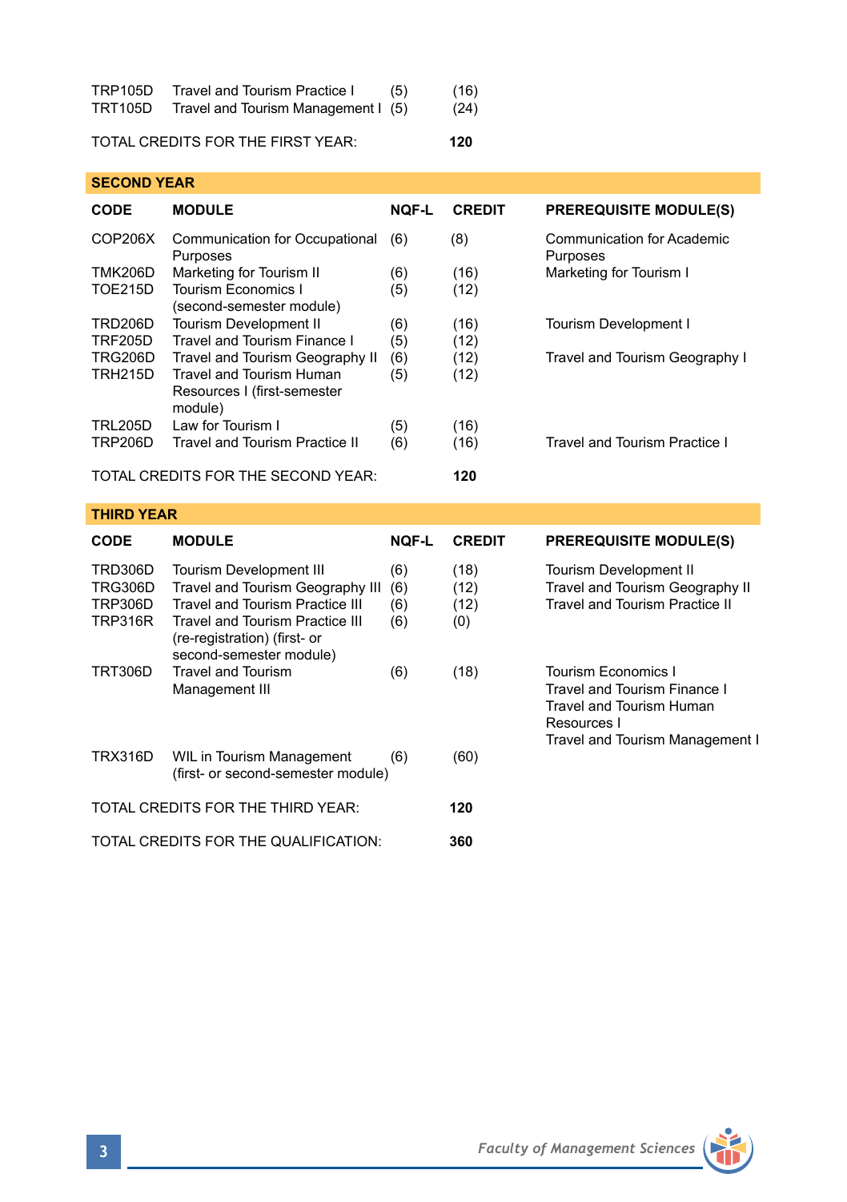| | | | |
|---|---|---|---|
| TRP105D | Travel and Tourism Practice I | (5) | (16) |
| TRT105D | Travel and Tourism Management I | (5) | (24) |

TOTAL CREDITS FOR THE FIRST YEAR: **120**

## SECOND YEAR

| CODE | MODULE | NQF-L | CREDIT | PREREQUISITE MODULE(S) |
|---|---|---|---|---|
| COP206X | Communication for Occupational Purposes | (6) | (8) | Communication for Academic Purposes |
| TMK206D | Marketing for Tourism II | (6) | (16) | Marketing for Tourism I |
| TOE215D | Tourism Economics I (second-semester module) | (5) | (12) | |
| TRD206D | Tourism Development II | (6) | (16) | Tourism Development I |
| TRF205D | Travel and Tourism Finance I | (5) | (12) | |
| TRG206D | Travel and Tourism Geography II | (6) | (12) | Travel and Tourism Geography I |
| TRH215D | Travel and Tourism Human Resources I (first-semester module) | (5) | (12) | |
| TRL205D | Law for Tourism I | (5) | (16) | |
| TRP206D | Travel and Tourism Practice II | (6) | (16) | Travel and Tourism Practice I |

TOTAL CREDITS FOR THE SECOND YEAR: **120**

## THIRD YEAR

| CODE | MODULE | NQF-L | CREDIT | PREREQUISITE MODULE(S) |
|---|---|---|---|---|
| TRD306D | Tourism Development III | (6) | (18) | Tourism Development II |
| TRG306D | Travel and Tourism Geography III | (6) | (12) | Travel and Tourism Geography II |
| TRP306D | Travel and Tourism Practice III | (6) | (12) | Travel and Tourism Practice II |
| TRP316R | Travel and Tourism Practice III (re-registration) (first- or second-semester module) | (6) | (0) | |
| TRT306D | Travel and Tourism Management III | (6) | (18) | Tourism Economics I<br>Travel and Tourism Finance I<br>Travel and Tourism Human Resources I<br>Travel and Tourism Management I |
| TRX316D | WIL in Tourism Management (first- or second-semester module) | (6) | (60) | |

TOTAL CREDITS FOR THE THIRD YEAR: **120**

TOTAL CREDITS FOR THE QUALIFICATION: **360**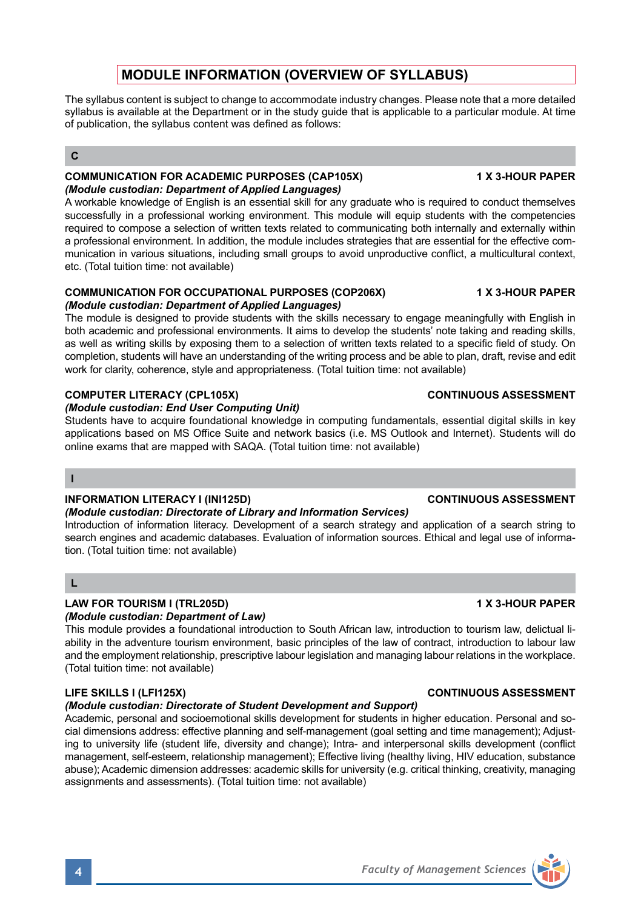# MODULE INFORMATION (OVERVIEW OF SYLLABUS)

The syllabus content is subject to change to accommodate industry changes. Please note that a more detailed syllabus is available at the Department or in the study guide that is applicable to a particular module. At time of publication, the syllabus content was defined as follows:

## C

**COMMUNICATION FOR ACADEMIC PURPOSES (CAP105X) — 1 X 3-HOUR PAPER**
***(Module custodian: Department of Applied Languages)***
A workable knowledge of English is an essential skill for any graduate who is required to conduct themselves successfully in a professional working environment. This module will equip students with the competencies required to compose a selection of written texts related to communicating both internally and externally within a professional environment. In addition, the module includes strategies that are essential for the effective communication in various situations, including small groups to avoid unproductive conflict, a multicultural context, etc. (Total tuition time: not available)

**COMMUNICATION FOR OCCUPATIONAL PURPOSES (COP206X) — 1 X 3-HOUR PAPER**
***(Module custodian: Department of Applied Languages)***
The module is designed to provide students with the skills necessary to engage meaningfully with English in both academic and professional environments. It aims to develop the students' note taking and reading skills, as well as writing skills by exposing them to a selection of written texts related to a specific field of study. On completion, students will have an understanding of the writing process and be able to plan, draft, revise and edit work for clarity, coherence, style and appropriateness. (Total tuition time: not available)

**COMPUTER LITERACY (CPL105X) — CONTINUOUS ASSESSMENT**
***(Module custodian: End User Computing Unit)***
Students have to acquire foundational knowledge in computing fundamentals, essential digital skills in key applications based on MS Office Suite and network basics (i.e. MS Outlook and Internet). Students will do online exams that are mapped with SAQA. (Total tuition time: not available)

## I

**INFORMATION LITERACY I (INI125D) — CONTINUOUS ASSESSMENT**
***(Module custodian: Directorate of Library and Information Services)***
Introduction of information literacy. Development of a search strategy and application of a search string to search engines and academic databases. Evaluation of information sources. Ethical and legal use of information. (Total tuition time: not available)

## L

**LAW FOR TOURISM I (TRL205D) — 1 X 3-HOUR PAPER**
***(Module custodian: Department of Law)***
This module provides a foundational introduction to South African law, introduction to tourism law, delictual liability in the adventure tourism environment, basic principles of the law of contract, introduction to labour law and the employment relationship, prescriptive labour legislation and managing labour relations in the workplace. (Total tuition time: not available)

**LIFE SKILLS I (LFI125X) — CONTINUOUS ASSESSMENT**
***(Module custodian: Directorate of Student Development and Support)***
Academic, personal and socioemotional skills development for students in higher education. Personal and social dimensions address: effective planning and self-management (goal setting and time management); Adjusting to university life (student life, diversity and change); Intra- and interpersonal skills development (conflict management, self-esteem, relationship management); Effective living (healthy living, HIV education, substance abuse); Academic dimension addresses: academic skills for university (e.g. critical thinking, creativity, managing assignments and assessments). (Total tuition time: not available)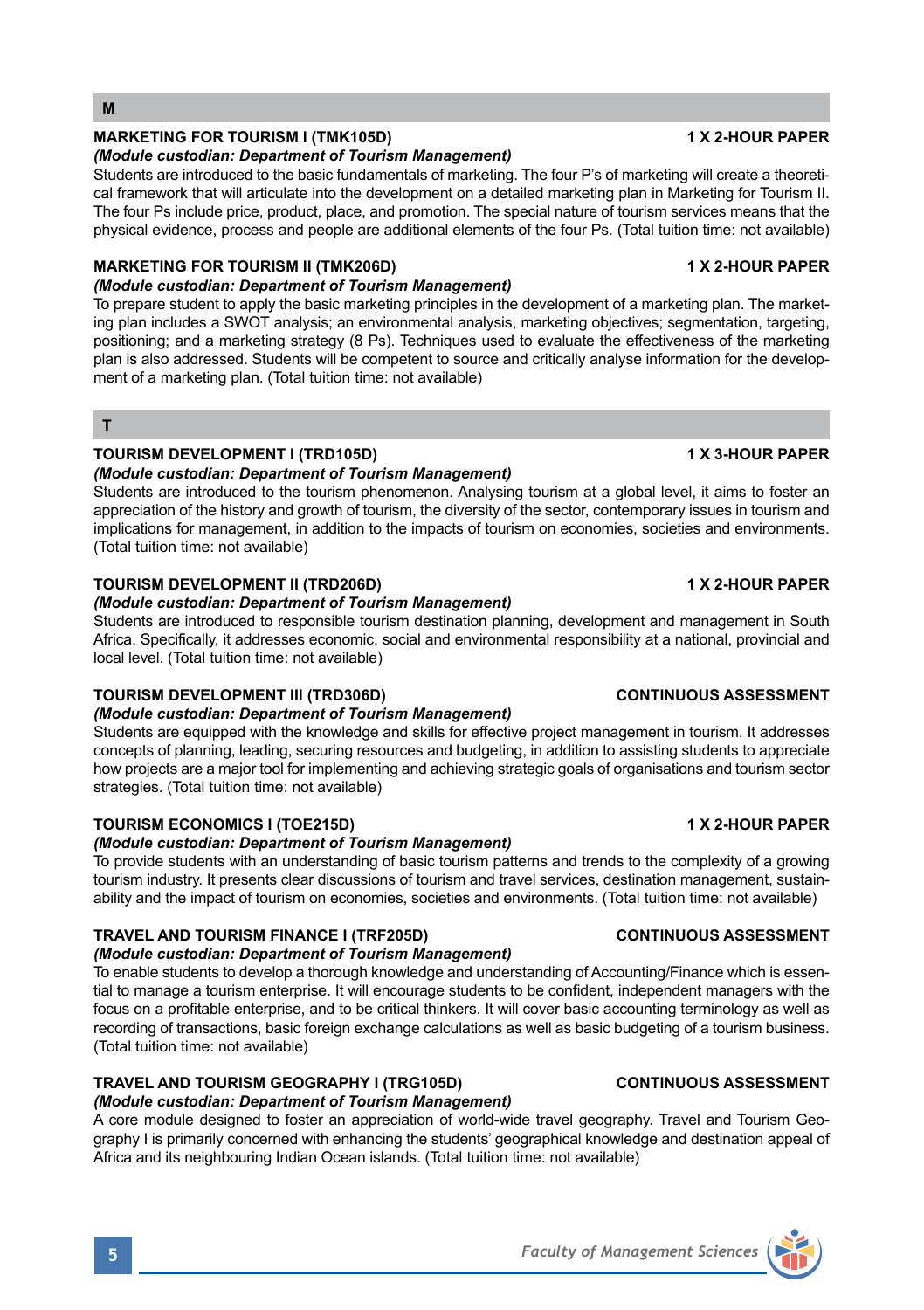## M

### MARKETING FOR TOURISM I (TMK105D) — 1 X 2-HOUR PAPER

***(Module custodian: Department of Tourism Management)***

Students are introduced to the basic fundamentals of marketing. The four P's of marketing will create a theoretical framework that will articulate into the development on a detailed marketing plan in Marketing for Tourism II. The four Ps include price, product, place, and promotion. The special nature of tourism services means that the physical evidence, process and people are additional elements of the four Ps. (Total tuition time: not available)

### MARKETING FOR TOURISM II (TMK206D) — 1 X 2-HOUR PAPER

***(Module custodian: Department of Tourism Management)***

To prepare student to apply the basic marketing principles in the development of a marketing plan. The marketing plan includes a SWOT analysis; an environmental analysis, marketing objectives; segmentation, targeting, positioning; and a marketing strategy (8 Ps). Techniques used to evaluate the effectiveness of the marketing plan is also addressed. Students will be competent to source and critically analyse information for the development of a marketing plan. (Total tuition time: not available)

## T

### TOURISM DEVELOPMENT I (TRD105D) — 1 X 3-HOUR PAPER

***(Module custodian: Department of Tourism Management)***

Students are introduced to the tourism phenomenon. Analysing tourism at a global level, it aims to foster an appreciation of the history and growth of tourism, the diversity of the sector, contemporary issues in tourism and implications for management, in addition to the impacts of tourism on economies, societies and environments. (Total tuition time: not available)

### TOURISM DEVELOPMENT II (TRD206D) — 1 X 2-HOUR PAPER

***(Module custodian: Department of Tourism Management)***

Students are introduced to responsible tourism destination planning, development and management in South Africa. Specifically, it addresses economic, social and environmental responsibility at a national, provincial and local level. (Total tuition time: not available)

### TOURISM DEVELOPMENT III (TRD306D) — CONTINUOUS ASSESSMENT

***(Module custodian: Department of Tourism Management)***

Students are equipped with the knowledge and skills for effective project management in tourism. It addresses concepts of planning, leading, securing resources and budgeting, in addition to assisting students to appreciate how projects are a major tool for implementing and achieving strategic goals of organisations and tourism sector strategies. (Total tuition time: not available)

### TOURISM ECONOMICS I (TOE215D) — 1 X 2-HOUR PAPER

***(Module custodian: Department of Tourism Management)***

To provide students with an understanding of basic tourism patterns and trends to the complexity of a growing tourism industry. It presents clear discussions of tourism and travel services, destination management, sustainability and the impact of tourism on economies, societies and environments. (Total tuition time: not available)

### TRAVEL AND TOURISM FINANCE I (TRF205D) — CONTINUOUS ASSESSMENT

***(Module custodian: Department of Tourism Management)***

To enable students to develop a thorough knowledge and understanding of Accounting/Finance which is essential to manage a tourism enterprise. It will encourage students to be confident, independent managers with the focus on a profitable enterprise, and to be critical thinkers. It will cover basic accounting terminology as well as recording of transactions, basic foreign exchange calculations as well as basic budgeting of a tourism business. (Total tuition time: not available)

### TRAVEL AND TOURISM GEOGRAPHY I (TRG105D) — CONTINUOUS ASSESSMENT

***(Module custodian: Department of Tourism Management)***

A core module designed to foster an appreciation of world-wide travel geography. Travel and Tourism Geography I is primarily concerned with enhancing the students' geographical knowledge and destination appeal of Africa and its neighbouring Indian Ocean islands. (Total tuition time: not available)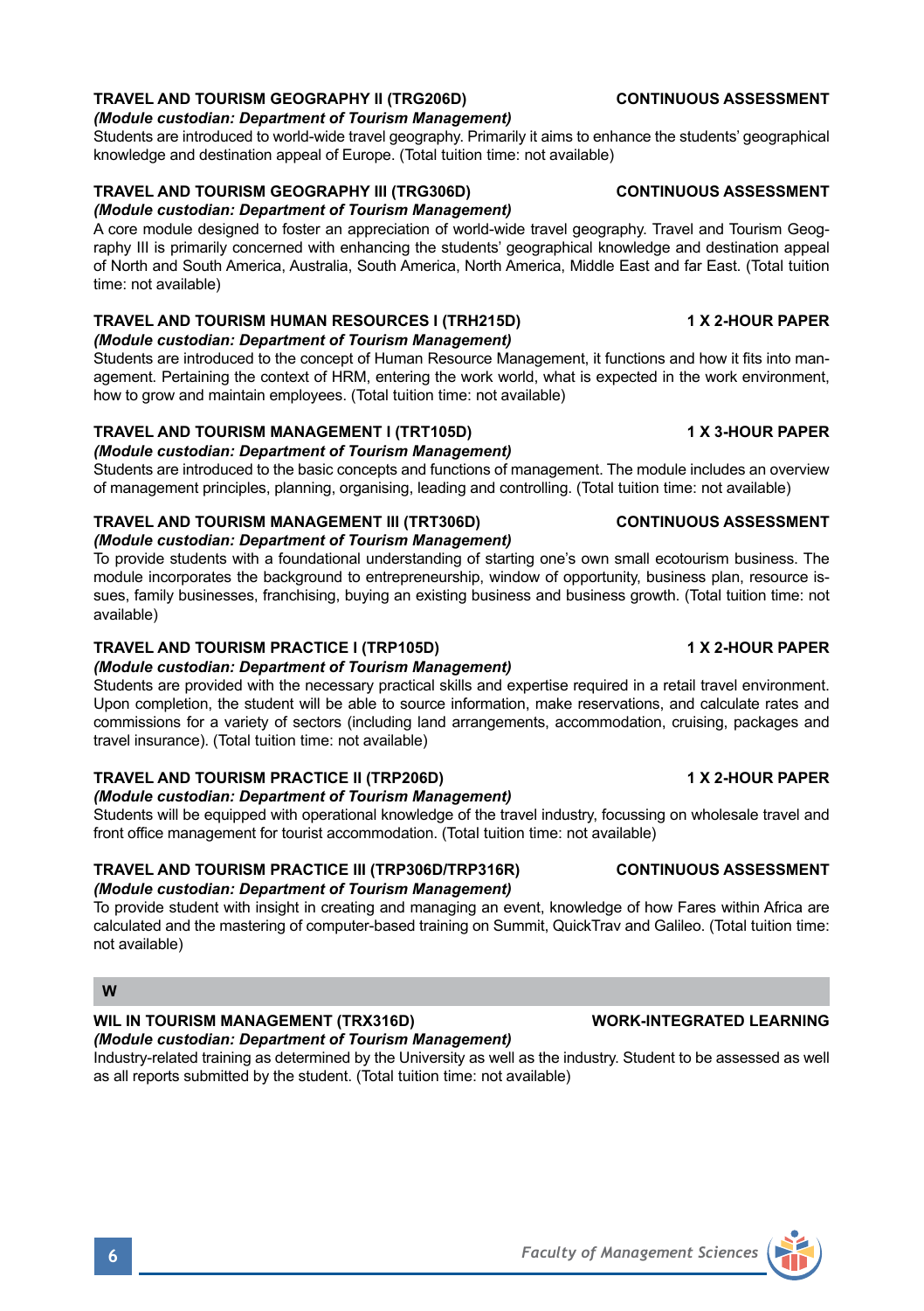**TRAVEL AND TOURISM GEOGRAPHY II (TRG206D)** **CONTINUOUS ASSESSMENT**
*(Module custodian: Department of Tourism Management)*
Students are introduced to world-wide travel geography. Primarily it aims to enhance the students' geographical knowledge and destination appeal of Europe. (Total tuition time: not available)

**TRAVEL AND TOURISM GEOGRAPHY III (TRG306D)** **CONTINUOUS ASSESSMENT**
*(Module custodian: Department of Tourism Management)*
A core module designed to foster an appreciation of world-wide travel geography. Travel and Tourism Geography III is primarily concerned with enhancing the students' geographical knowledge and destination appeal of North and South America, Australia, South America, North America, Middle East and far East. (Total tuition time: not available)

**TRAVEL AND TOURISM HUMAN RESOURCES I (TRH215D)** **1 X 2-HOUR PAPER**
*(Module custodian: Department of Tourism Management)*
Students are introduced to the concept of Human Resource Management, it functions and how it fits into management. Pertaining the context of HRM, entering the work world, what is expected in the work environment, how to grow and maintain employees. (Total tuition time: not available)

**TRAVEL AND TOURISM MANAGEMENT I (TRT105D)** **1 X 3-HOUR PAPER**
*(Module custodian: Department of Tourism Management)*
Students are introduced to the basic concepts and functions of management. The module includes an overview of management principles, planning, organising, leading and controlling. (Total tuition time: not available)

**TRAVEL AND TOURISM MANAGEMENT III (TRT306D)** **CONTINUOUS ASSESSMENT**
*(Module custodian: Department of Tourism Management)*
To provide students with a foundational understanding of starting one's own small ecotourism business. The module incorporates the background to entrepreneurship, window of opportunity, business plan, resource issues, family businesses, franchising, buying an existing business and business growth. (Total tuition time: not available)

**TRAVEL AND TOURISM PRACTICE I (TRP105D)** **1 X 2-HOUR PAPER**
*(Module custodian: Department of Tourism Management)*
Students are provided with the necessary practical skills and expertise required in a retail travel environment. Upon completion, the student will be able to source information, make reservations, and calculate rates and commissions for a variety of sectors (including land arrangements, accommodation, cruising, packages and travel insurance). (Total tuition time: not available)

**TRAVEL AND TOURISM PRACTICE II (TRP206D)** **1 X 2-HOUR PAPER**
*(Module custodian: Department of Tourism Management)*
Students will be equipped with operational knowledge of the travel industry, focussing on wholesale travel and front office management for tourist accommodation. (Total tuition time: not available)

**TRAVEL AND TOURISM PRACTICE III (TRP306D/TRP316R)** **CONTINUOUS ASSESSMENT**
*(Module custodian: Department of Tourism Management)*
To provide student with insight in creating and managing an event, knowledge of how Fares within Africa are calculated and the mastering of computer-based training on Summit, QuickTrav and Galileo. (Total tuition time: not available)

## W

**WIL IN TOURISM MANAGEMENT (TRX316D)** **WORK-INTEGRATED LEARNING**
*(Module custodian: Department of Tourism Management)*
Industry-related training as determined by the University as well as the industry. Student to be assessed as well as all reports submitted by the student. (Total tuition time: not available)